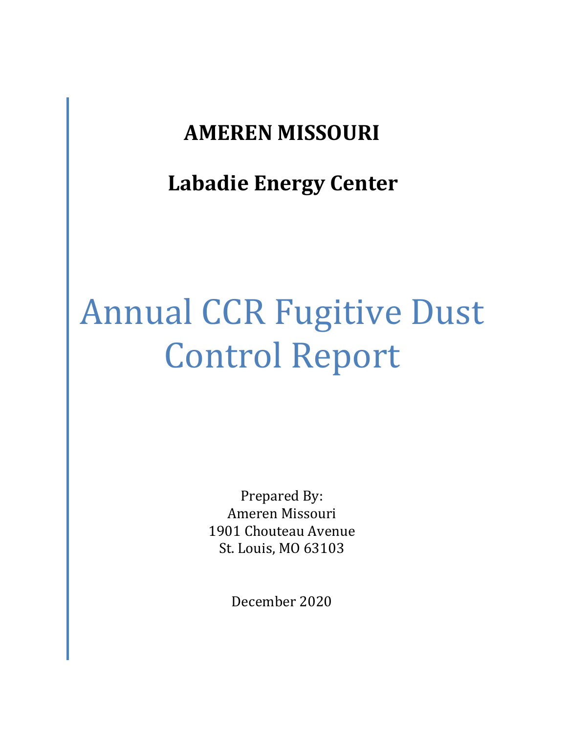# AMEREN MISSOURI

## Labadie Energy Center

# Annual CCR Fugitive Dust Control Report

Prepared By:
Ameren Missouri
1901 Chouteau Avenue
St. Louis, MO 63103

December 2020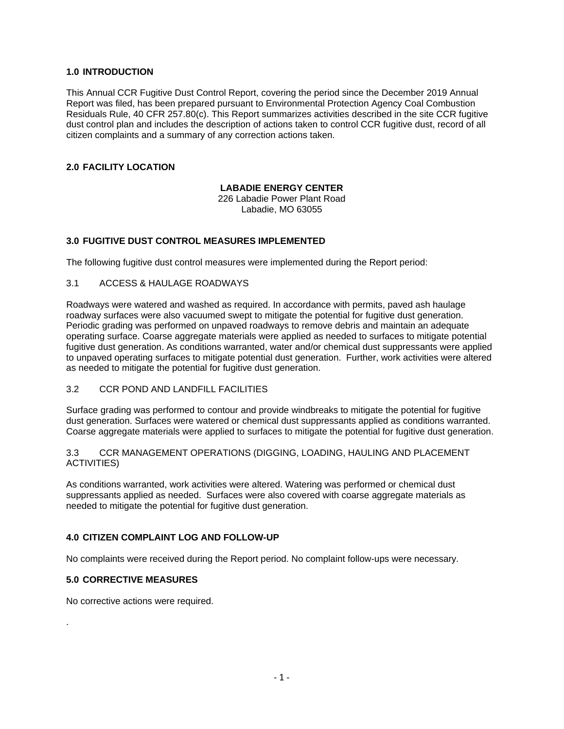## 1.0 INTRODUCTION

This Annual CCR Fugitive Dust Control Report, covering the period since the December 2019 Annual Report was filed, has been prepared pursuant to Environmental Protection Agency Coal Combustion Residuals Rule, 40 CFR 257.80(c). This Report summarizes activities described in the site CCR fugitive dust control plan and includes the description of actions taken to control CCR fugitive dust, record of all citizen complaints and a summary of any correction actions taken.

## 2.0 FACILITY LOCATION

**LABADIE ENERGY CENTER**
226 Labadie Power Plant Road
Labadie, MO 63055

## 3.0 FUGITIVE DUST CONTROL MEASURES IMPLEMENTED

The following fugitive dust control measures were implemented during the Report period:

### 3.1 ACCESS & HAULAGE ROADWAYS

Roadways were watered and washed as required. In accordance with permits, paved ash haulage roadway surfaces were also vacuumed swept to mitigate the potential for fugitive dust generation. Periodic grading was performed on unpaved roadways to remove debris and maintain an adequate operating surface. Coarse aggregate materials were applied as needed to surfaces to mitigate potential fugitive dust generation. As conditions warranted, water and/or chemical dust suppressants were applied to unpaved operating surfaces to mitigate potential dust generation. Further, work activities were altered as needed to mitigate the potential for fugitive dust generation.

### 3.2 CCR POND AND LANDFILL FACILITIES

Surface grading was performed to contour and provide windbreaks to mitigate the potential for fugitive dust generation. Surfaces were watered or chemical dust suppressants applied as conditions warranted. Coarse aggregate materials were applied to surfaces to mitigate the potential for fugitive dust generation.

### 3.3 CCR MANAGEMENT OPERATIONS (DIGGING, LOADING, HAULING AND PLACEMENT ACTIVITIES)

As conditions warranted, work activities were altered. Watering was performed or chemical dust suppressants applied as needed. Surfaces were also covered with coarse aggregate materials as needed to mitigate the potential for fugitive dust generation.

## 4.0 CITIZEN COMPLAINT LOG AND FOLLOW-UP

No complaints were received during the Report period. No complaint follow-ups were necessary.

## 5.0 CORRECTIVE MEASURES

No corrective actions were required.

.